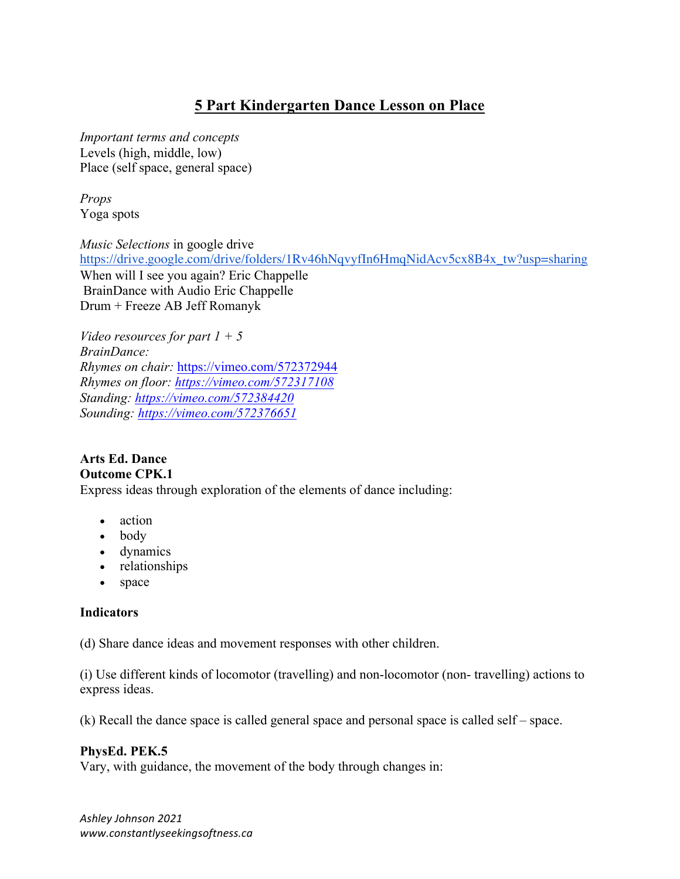# 5 Part Kindergarten Dance Lesson on Place

*Important terms and concepts*
Levels (high, middle, low)
Place (self space, general space)

*Props*
Yoga spots

*Music Selections* in google drive
https://drive.google.com/drive/folders/1Rv46hNqvyfIn6HmqNidAcv5cx8B4x_tw?usp=sharing
When will I see you again? Eric Chappelle
BrainDance with Audio Eric Chappelle
Drum + Freeze AB Jeff Romanyk

*Video resources for part 1 + 5*
*BrainDance:*
*Rhymes on chair:* https://vimeo.com/572372944
*Rhymes on floor: https://vimeo.com/572317108*
*Standing: https://vimeo.com/572384420*
*Sounding: https://vimeo.com/572376651*

**Arts Ed. Dance**
**Outcome CPK.1**
Express ideas through exploration of the elements of dance including:

- action
- body
- dynamics
- relationships
- space

**Indicators**

(d) Share dance ideas and movement responses with other children.

(i) Use different kinds of locomotor (travelling) and non-locomotor (non- travelling) actions to express ideas.

(k) Recall the dance space is called general space and personal space is called self – space.

**PhysEd. PEK.5**
Vary, with guidance, the movement of the body through changes in: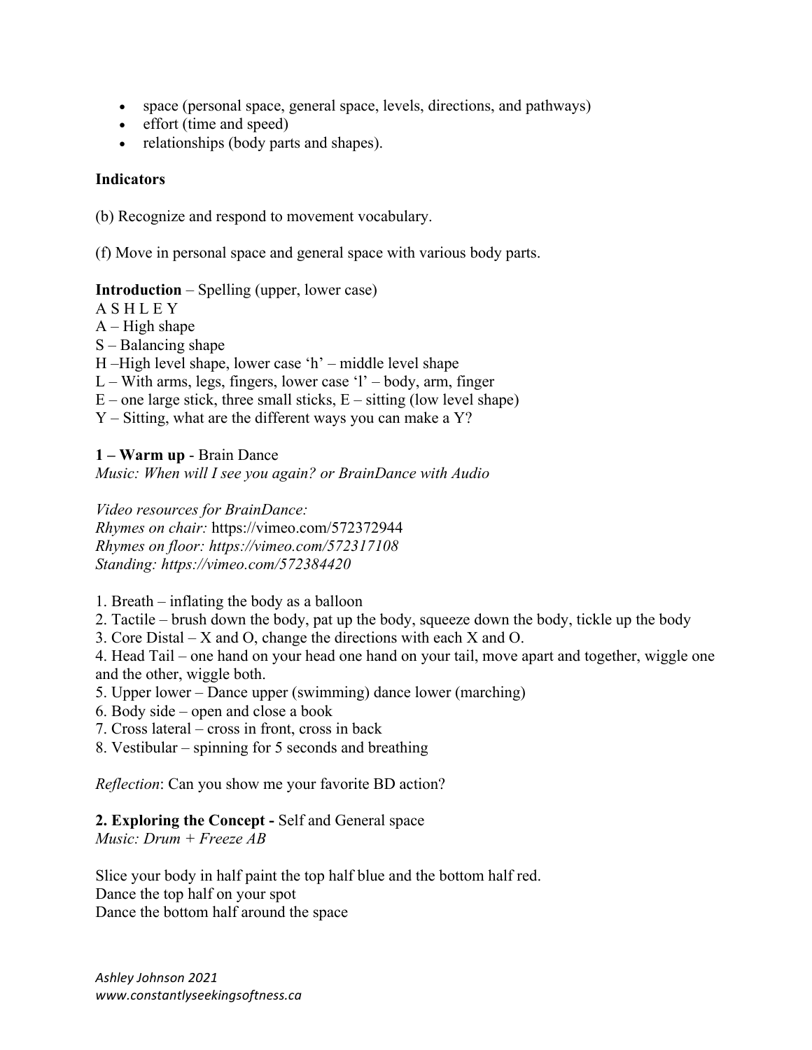- space (personal space, general space, levels, directions, and pathways)
- effort (time and speed)
- relationships (body parts and shapes).

**Indicators**

(b) Recognize and respond to movement vocabulary.

(f) Move in personal space and general space with various body parts.

**Introduction** – Spelling (upper, lower case)
A S H L E Y
A – High shape
S – Balancing shape
H –High level shape, lower case 'h' – middle level shape
L – With arms, legs, fingers, lower case 'l' – body, arm, finger
E – one large stick, three small sticks, E – sitting (low level shape)
Y – Sitting, what are the different ways you can make a Y?

**1 – Warm up** - Brain Dance
*Music: When will I see you again? or BrainDance with Audio*

*Video resources for BrainDance:*
*Rhymes on chair:* https://vimeo.com/572372944
*Rhymes on floor: https://vimeo.com/572317108*
*Standing: https://vimeo.com/572384420*

1. Breath – inflating the body as a balloon
2. Tactile – brush down the body, pat up the body, squeeze down the body, tickle up the body
3. Core Distal – X and O, change the directions with each X and O.
4. Head Tail – one hand on your head one hand on your tail, move apart and together, wiggle one and the other, wiggle both.
5. Upper lower – Dance upper (swimming) dance lower (marching)
6. Body side – open and close a book
7. Cross lateral – cross in front, cross in back
8. Vestibular – spinning for 5 seconds and breathing

*Reflection*: Can you show me your favorite BD action?

**2. Exploring the Concept -** Self and General space
*Music: Drum + Freeze AB*

Slice your body in half paint the top half blue and the bottom half red.
Dance the top half on your spot
Dance the bottom half around the space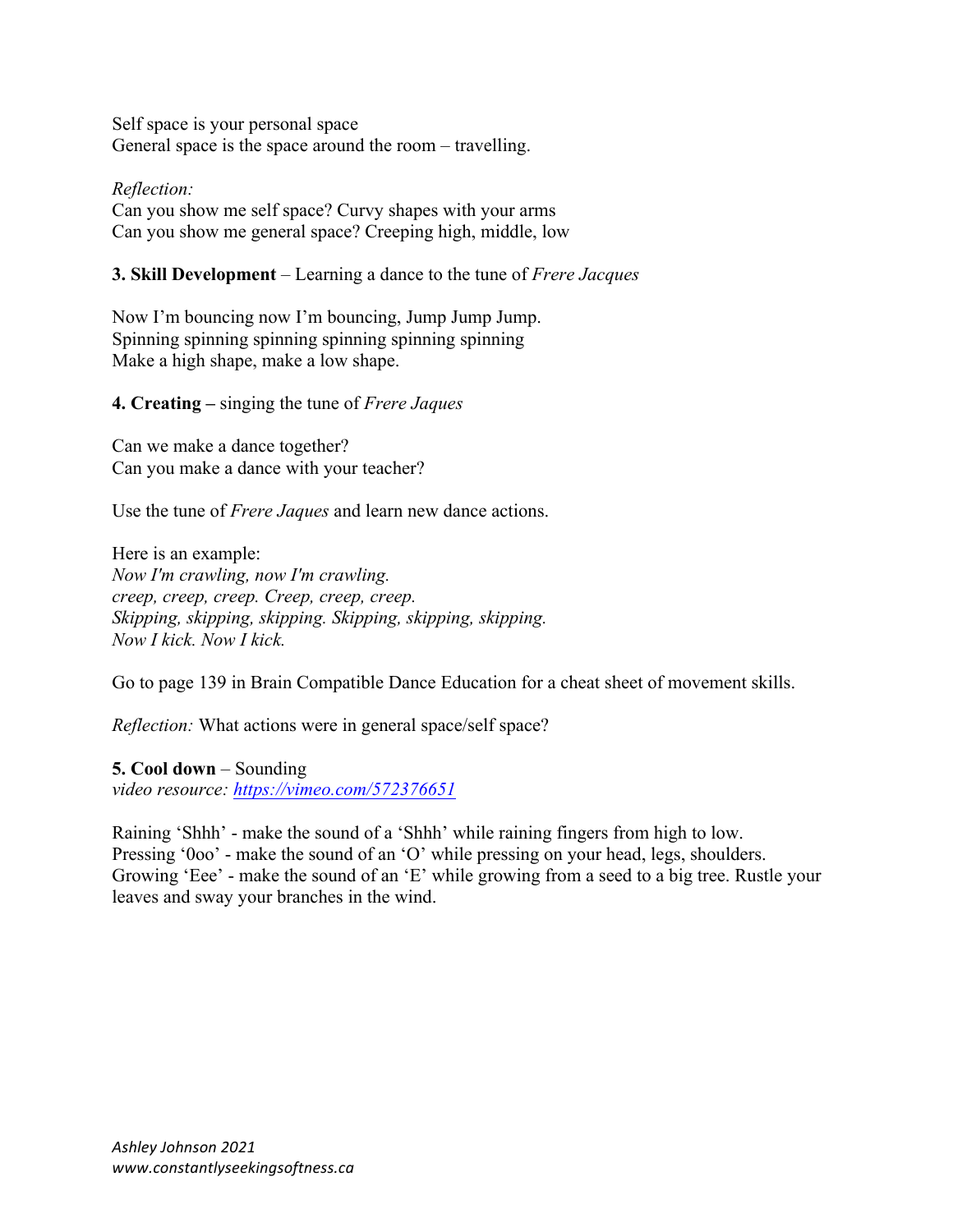Self space is your personal space
General space is the space around the room – travelling.

*Reflection:*
Can you show me self space? Curvy shapes with your arms
Can you show me general space? Creeping high, middle, low

**3. Skill Development** – Learning a dance to the tune of *Frere Jacques*

Now I'm bouncing now I'm bouncing, Jump Jump Jump.
Spinning spinning spinning spinning spinning spinning
Make a high shape, make a low shape.

**4. Creating –** singing the tune of *Frere Jaques*

Can we make a dance together?
Can you make a dance with your teacher?

Use the tune of *Frere Jaques* and learn new dance actions.

Here is an example:
*Now I'm crawling, now I'm crawling.*
*creep, creep, creep. Creep, creep, creep.*
*Skipping, skipping, skipping. Skipping, skipping, skipping.*
*Now I kick. Now I kick.*

Go to page 139 in Brain Compatible Dance Education for a cheat sheet of movement skills.

*Reflection:* What actions were in general space/self space?

**5. Cool down** – Sounding
*video resource: [https://vimeo.com/572376651](https://vimeo.com/572376651)*

Raining 'Shhh' - make the sound of a 'Shhh' while raining fingers from high to low.
Pressing '0oo' - make the sound of an 'O' while pressing on your head, legs, shoulders.
Growing 'Eee' - make the sound of an 'E' while growing from a seed to a big tree. Rustle your leaves and sway your branches in the wind.

*Ashley Johnson 2021*
*www.constantlyseekingsoftness.ca*